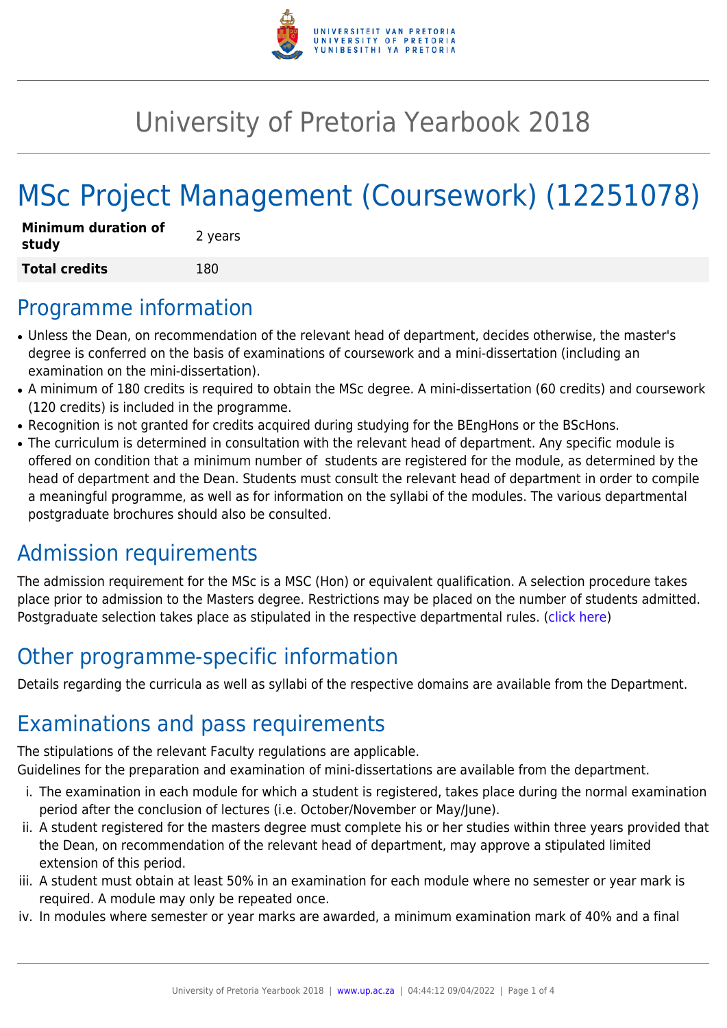# University of Pretoria Yearbook 2018

# MSc Project Management (Coursework) (12251078)

| | |
|---|---|
| **Minimum duration of study** | 2 years |
| **Total credits** | 180 |

## Programme information

- Unless the Dean, on recommendation of the relevant head of department, decides otherwise, the master's degree is conferred on the basis of examinations of coursework and a mini-dissertation (including an examination on the mini-dissertation).
- A minimum of 180 credits is required to obtain the MSc degree. A mini-dissertation (60 credits) and coursework (120 credits) is included in the programme.
- Recognition is not granted for credits acquired during studying for the BEngHons or the BScHons.
- The curriculum is determined in consultation with the relevant head of department. Any specific module is offered on condition that a minimum number of students are registered for the module, as determined by the head of department and the Dean. Students must consult the relevant head of department in order to compile a meaningful programme, as well as for information on the syllabi of the modules. The various departmental postgraduate brochures should also be consulted.

## Admission requirements

The admission requirement for the MSc is a MSC (Hon) or equivalent qualification. A selection procedure takes place prior to admission to the Masters degree. Restrictions may be placed on the number of students admitted. Postgraduate selection takes place as stipulated in the respective departmental rules. (click here)

## Other programme-specific information

Details regarding the curricula as well as syllabi of the respective domains are available from the Department.

## Examinations and pass requirements

The stipulations of the relevant Faculty regulations are applicable.
Guidelines for the preparation and examination of mini-dissertations are available from the department.

i. The examination in each module for which a student is registered, takes place during the normal examination period after the conclusion of lectures (i.e. October/November or May/June).
ii. A student registered for the masters degree must complete his or her studies within three years provided that the Dean, on recommendation of the relevant head of department, may approve a stipulated limited extension of this period.
iii. A student must obtain at least 50% in an examination for each module where no semester or year mark is required. A module may only be repeated once.
iv. In modules where semester or year marks are awarded, a minimum examination mark of 40% and a final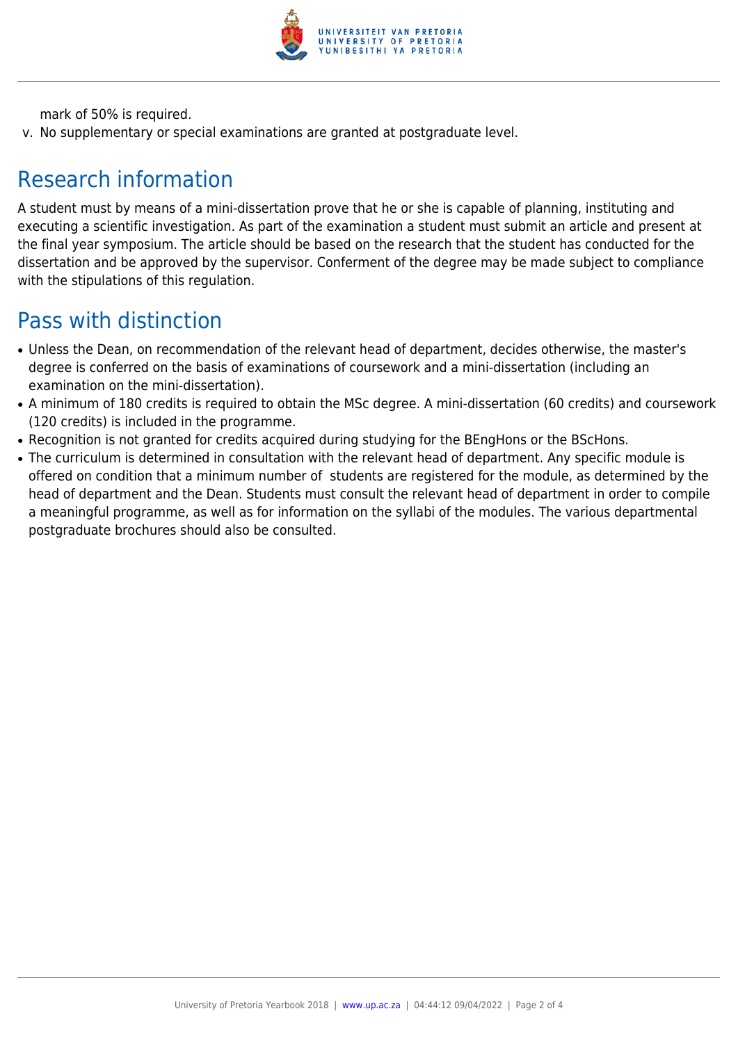mark of 50% is required.

v. No supplementary or special examinations are granted at postgraduate level.

## Research information

A student must by means of a mini-dissertation prove that he or she is capable of planning, instituting and executing a scientific investigation. As part of the examination a student must submit an article and present at the final year symposium. The article should be based on the research that the student has conducted for the dissertation and be approved by the supervisor. Conferment of the degree may be made subject to compliance with the stipulations of this regulation.

## Pass with distinction

- Unless the Dean, on recommendation of the relevant head of department, decides otherwise, the master's degree is conferred on the basis of examinations of coursework and a mini-dissertation (including an examination on the mini-dissertation).
- A minimum of 180 credits is required to obtain the MSc degree. A mini-dissertation (60 credits) and coursework (120 credits) is included in the programme.
- Recognition is not granted for credits acquired during studying for the BEngHons or the BScHons.
- The curriculum is determined in consultation with the relevant head of department. Any specific module is offered on condition that a minimum number of students are registered for the module, as determined by the head of department and the Dean. Students must consult the relevant head of department in order to compile a meaningful programme, as well as for information on the syllabi of the modules. The various departmental postgraduate brochures should also be consulted.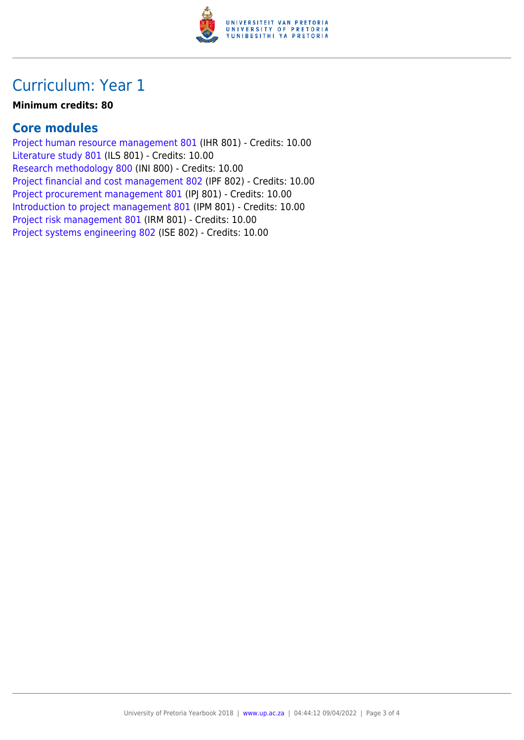# Curriculum: Year 1

**Minimum credits: 80**

## Core modules

Project human resource management 801 (IHR 801) - Credits: 10.00
Literature study 801 (ILS 801) - Credits: 10.00
Research methodology 800 (INI 800) - Credits: 10.00
Project financial and cost management 802 (IPF 802) - Credits: 10.00
Project procurement management 801 (IPJ 801) - Credits: 10.00
Introduction to project management 801 (IPM 801) - Credits: 10.00
Project risk management 801 (IRM 801) - Credits: 10.00
Project systems engineering 802 (ISE 802) - Credits: 10.00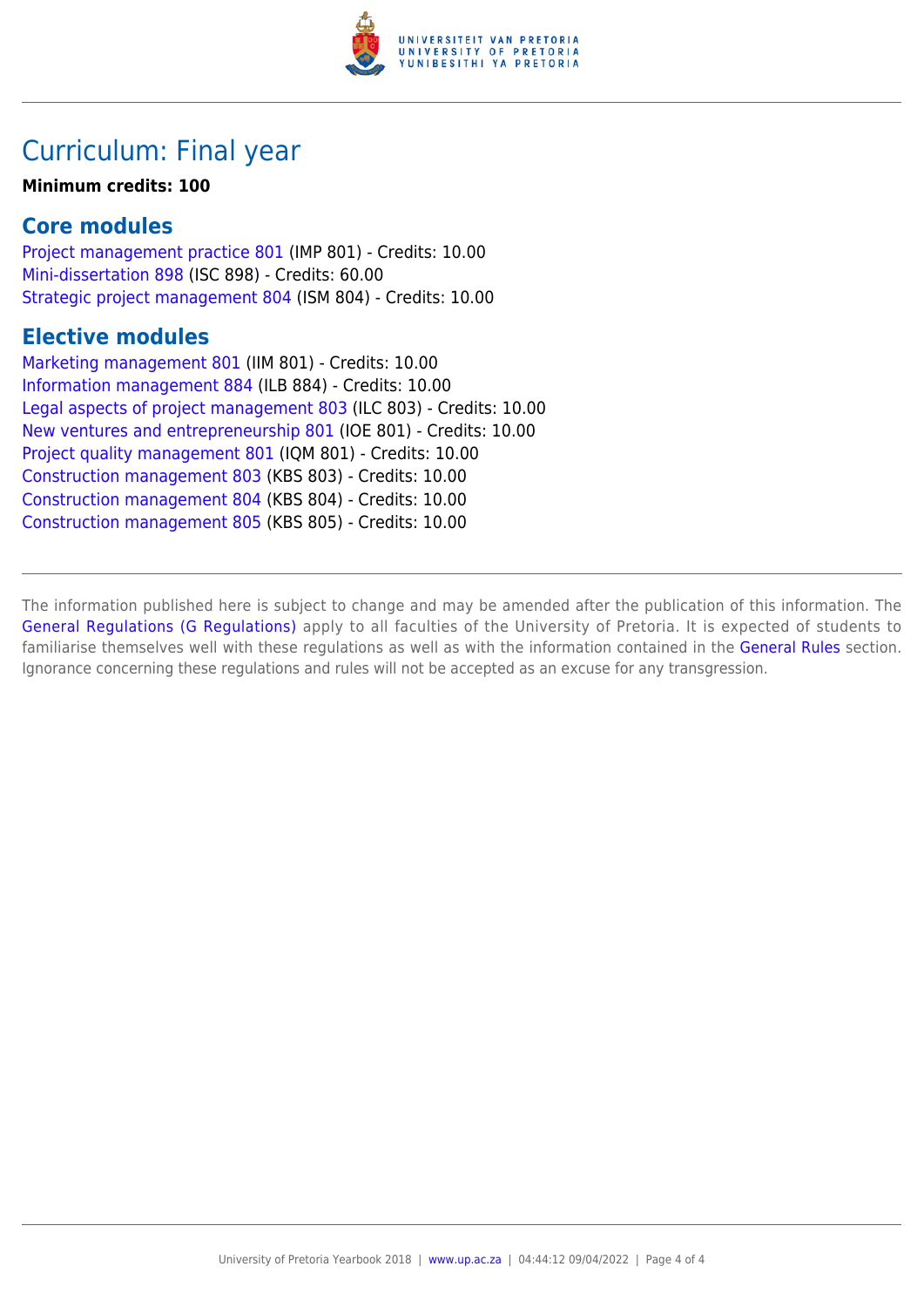# Curriculum: Final year

**Minimum credits: 100**

## Core modules

Project management practice 801 (IMP 801) - Credits: 10.00
Mini-dissertation 898 (ISC 898) - Credits: 60.00
Strategic project management 804 (ISM 804) - Credits: 10.00

## Elective modules

Marketing management 801 (IIM 801) - Credits: 10.00
Information management 884 (ILB 884) - Credits: 10.00
Legal aspects of project management 803 (ILC 803) - Credits: 10.00
New ventures and entrepreneurship 801 (IOE 801) - Credits: 10.00
Project quality management 801 (IQM 801) - Credits: 10.00
Construction management 803 (KBS 803) - Credits: 10.00
Construction management 804 (KBS 804) - Credits: 10.00
Construction management 805 (KBS 805) - Credits: 10.00

---

The information published here is subject to change and may be amended after the publication of this information. The General Regulations (G Regulations) apply to all faculties of the University of Pretoria. It is expected of students to familiarise themselves well with these regulations as well as with the information contained in the General Rules section. Ignorance concerning these regulations and rules will not be accepted as an excuse for any transgression.